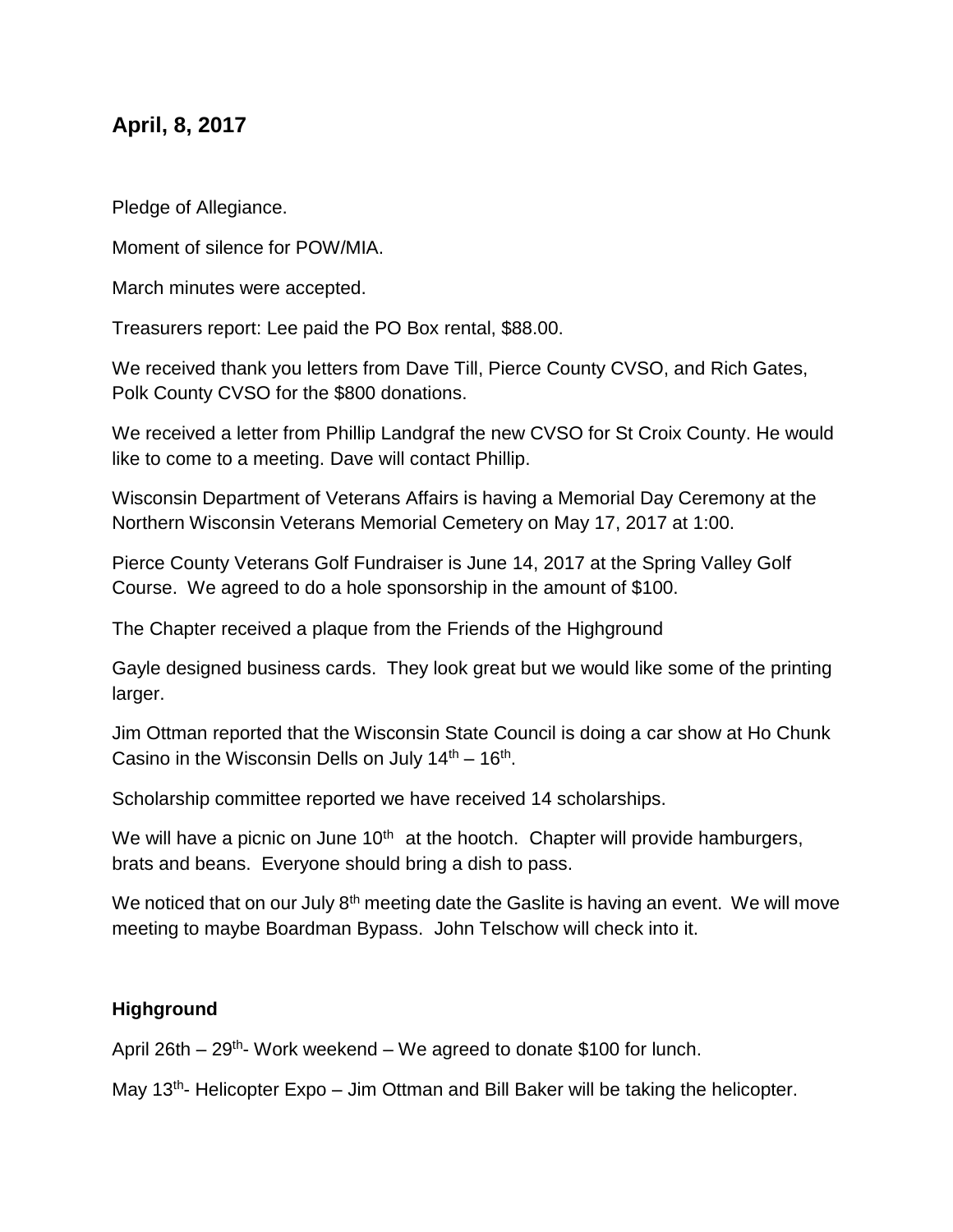## April, 8, 2017

Pledge of Allegiance.

Moment of silence for POW/MIA.

March minutes were accepted.

Treasurers report: Lee paid the PO Box rental, $88.00.

We received thank you letters from Dave Till, Pierce County CVSO, and Rich Gates, Polk County CVSO for the $800 donations.

We received a letter from Phillip Landgraf the new CVSO for St Croix County. He would like to come to a meeting. Dave will contact Phillip.

Wisconsin Department of Veterans Affairs is having a Memorial Day Ceremony at the Northern Wisconsin Veterans Memorial Cemetery on May 17, 2017 at 1:00.

Pierce County Veterans Golf Fundraiser is June 14, 2017 at the Spring Valley Golf Course. We agreed to do a hole sponsorship in the amount of $100.

The Chapter received a plaque from the Friends of the Highground

Gayle designed business cards. They look great but we would like some of the printing larger.

Jim Ottman reported that the Wisconsin State Council is doing a car show at Ho Chunk Casino in the Wisconsin Dells on July 14th – 16th.

Scholarship committee reported we have received 14 scholarships.

We will have a picnic on June 10th at the hootch. Chapter will provide hamburgers, brats and beans. Everyone should bring a dish to pass.

We noticed that on our July 8th meeting date the Gaslite is having an event. We will move meeting to maybe Boardman Bypass. John Telschow will check into it.

**Highground**

April 26th – 29th- Work weekend – We agreed to donate $100 for lunch.

May 13th- Helicopter Expo – Jim Ottman and Bill Baker will be taking the helicopter.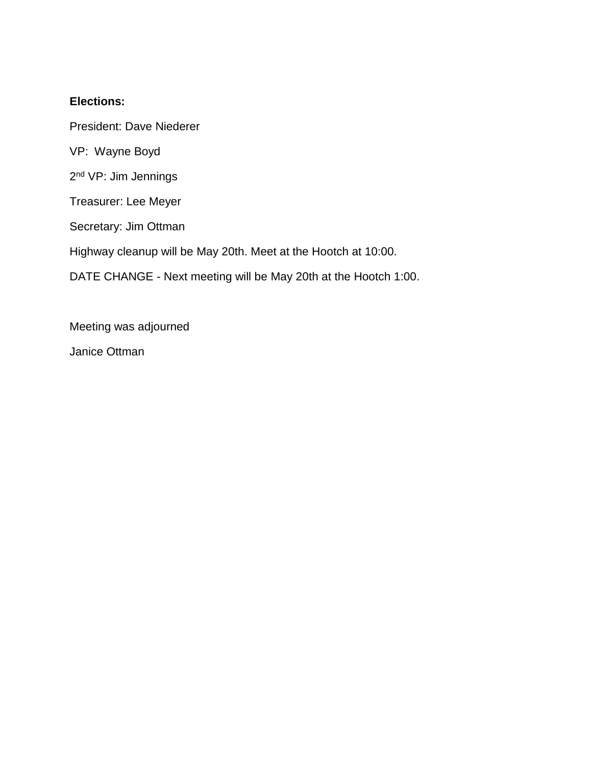**Elections:**

President: Dave Niederer

VP: Wayne Boyd

2nd VP: Jim Jennings

Treasurer: Lee Meyer

Secretary: Jim Ottman

Highway cleanup will be May 20th. Meet at the Hootch at 10:00.

DATE CHANGE - Next meeting will be May 20th at the Hootch 1:00.

Meeting was adjourned

Janice Ottman